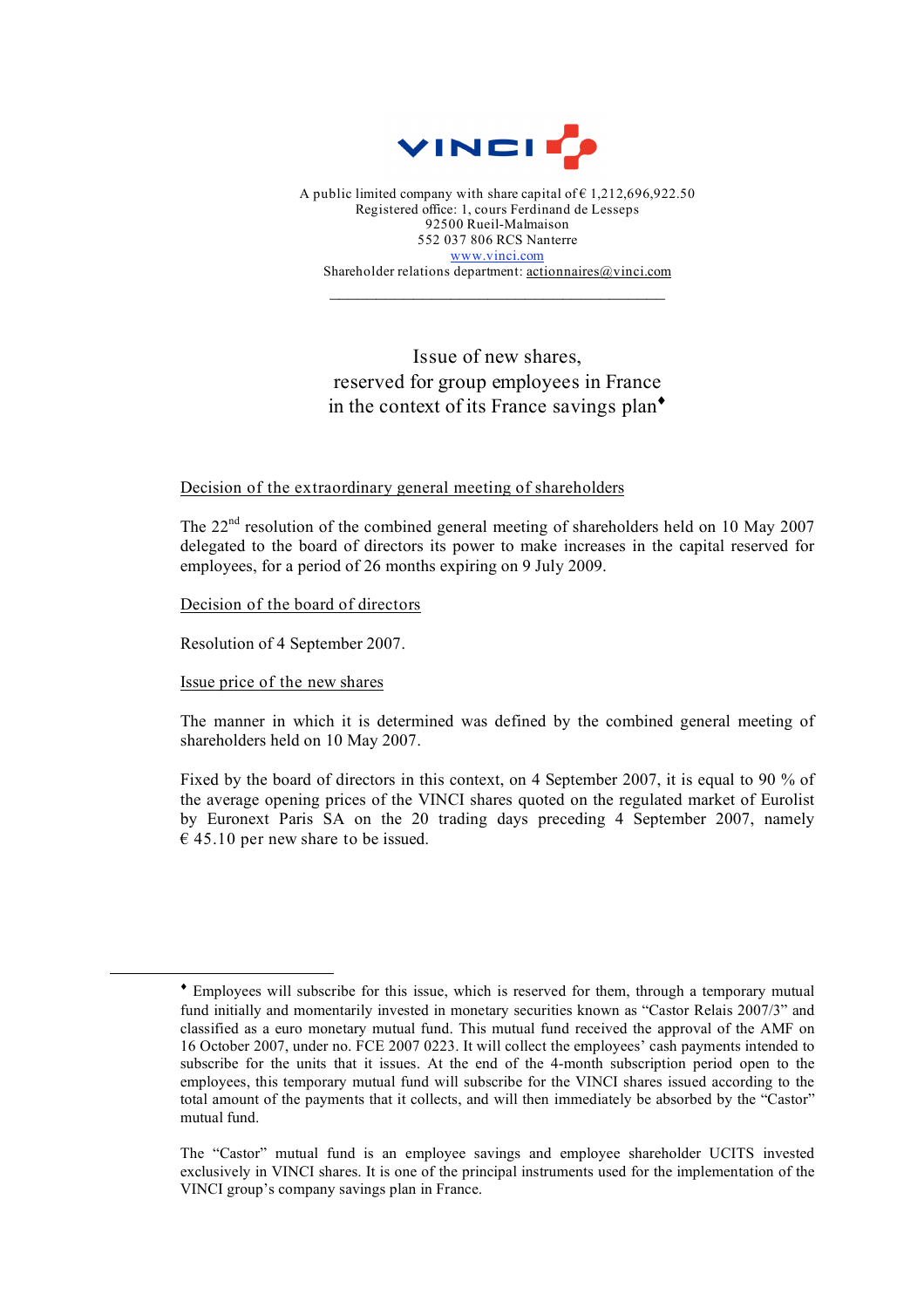VINCI

A public limited company with share capital of € 1,212,696,922.50
Registered office: 1, cours Ferdinand de Lesseps
92500 Rueil-Malmaison
552 037 806 RCS Nanterre
www.vinci.com
Shareholder relations department: actionnaires@vinci.com

---

# Issue of new shares, reserved for group employees in France in the context of its France savings plan♦

## Decision of the extraordinary general meeting of shareholders

The 22nd resolution of the combined general meeting of shareholders held on 10 May 2007 delegated to the board of directors its power to make increases in the capital reserved for employees, for a period of 26 months expiring on 9 July 2009.

## Decision of the board of directors

Resolution of 4 September 2007.

## Issue price of the new shares

The manner in which it is determined was defined by the combined general meeting of shareholders held on 10 May 2007.

Fixed by the board of directors in this context, on 4 September 2007, it is equal to 90 % of the average opening prices of the VINCI shares quoted on the regulated market of Eurolist by Euronext Paris SA on the 20 trading days preceding 4 September 2007, namely € 45.10 per new share to be issued.

---

♦ Employees will subscribe for this issue, which is reserved for them, through a temporary mutual fund initially and momentarily invested in monetary securities known as "Castor Relais 2007/3" and classified as a euro monetary mutual fund. This mutual fund received the approval of the AMF on 16 October 2007, under no. FCE 2007 0223. It will collect the employees' cash payments intended to subscribe for the units that it issues. At the end of the 4-month subscription period open to the employees, this temporary mutual fund will subscribe for the VINCI shares issued according to the total amount of the payments that it collects, and will then immediately be absorbed by the "Castor" mutual fund.

The "Castor" mutual fund is an employee savings and employee shareholder UCITS invested exclusively in VINCI shares. It is one of the principal instruments used for the implementation of the VINCI group's company savings plan in France.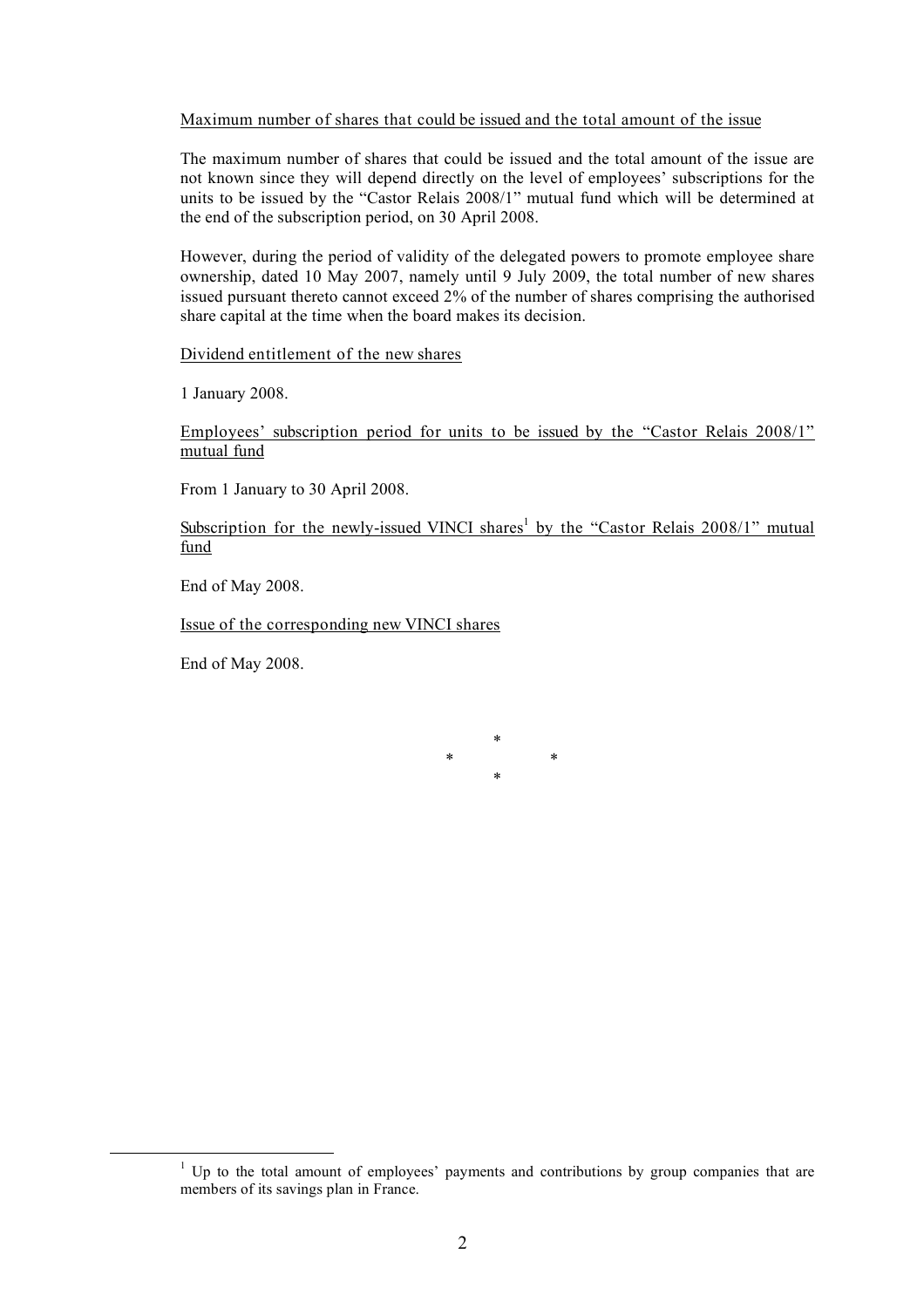Maximum number of shares that could be issued and the total amount of the issue

The maximum number of shares that could be issued and the total amount of the issue are not known since they will depend directly on the level of employees' subscriptions for the units to be issued by the "Castor Relais 2008/1" mutual fund which will be determined at the end of the subscription period, on 30 April 2008.

However, during the period of validity of the delegated powers to promote employee share ownership, dated 10 May 2007, namely until 9 July 2009, the total number of new shares issued pursuant thereto cannot exceed 2% of the number of shares comprising the authorised share capital at the time when the board makes its decision.

Dividend entitlement of the new shares

1 January 2008.

Employees' subscription period for units to be issued by the "Castor Relais 2008/1" mutual fund

From 1 January to 30 April 2008.

Subscription for the newly-issued VINCI shares[1] by the "Castor Relais 2008/1" mutual fund

End of May 2008.

Issue of the corresponding new VINCI shares

End of May 2008.

\*

\* \*

\*

[1] Up to the total amount of employees' payments and contributions by group companies that are members of its savings plan in France.